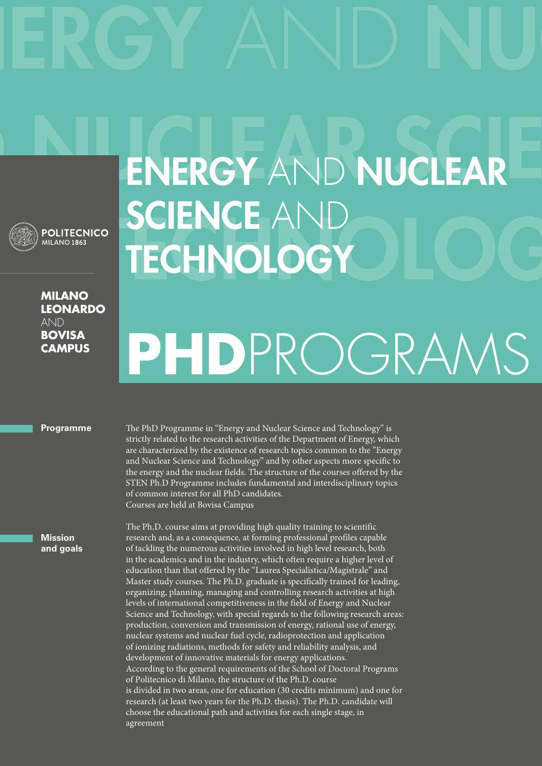**POLITECNICO**
MILANO 1863

**MILANO LEONARDO** AND **BOVISA CAMPUS**

# ENERGY AND NUCLEAR SCIENCE AND TECHNOLOGY

# PHD PROGRAMS

**Programme**

The PhD Programme in "Energy and Nuclear Science and Technology" is strictly related to the research activities of the Department of Energy, which are characterized by the existence of research topics common to the "Energy and Nuclear Science and Technology" and by other aspects more specific to the energy and the nuclear fields. The structure of the courses offered by the STEN Ph.D Programme includes fundamental and interdisciplinary topics of common interest for all PhD candidates.
Courses are held at Bovisa Campus

**Mission and goals**

The Ph.D. course aims at providing high quality training to scientific research and, as a consequence, at forming professional profiles capable of tackling the numerous activities involved in high level research, both in the academics and in the industry, which often require a higher level of education than that offered by the "Laurea Specialistica/Magistrale" and Master study courses. The Ph.D. graduate is specifically trained for leading, organizing, planning, managing and controlling research activities at high levels of international competitiveness in the field of Energy and Nuclear Science and Technology, with special regards to the following research areas: production, conversion and transmission of energy, rational use of energy, nuclear systems and nuclear fuel cycle, radioprotection and application of ionizing radiations, methods for safety and reliability analysis, and development of innovative materials for energy applications.
According to the general requirements of the School of Doctoral Programs of Politecnico di Milano, the structure of the Ph.D. course is divided in two areas, one for education (30 credits minimum) and one for research (at least two years for the Ph.D. thesis). The Ph.D. candidate will choose the educational path and activities for each single stage, in agreement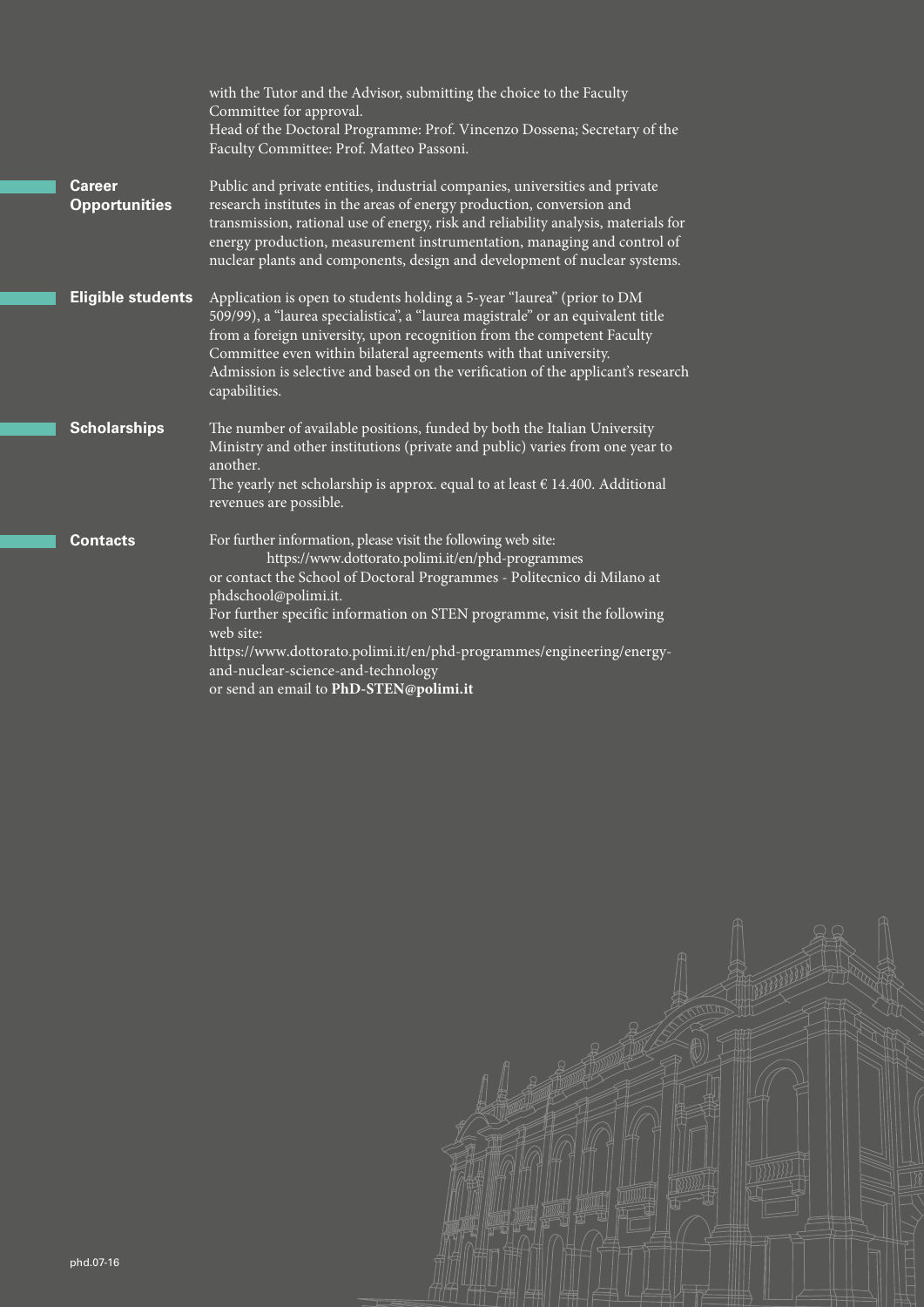with the Tutor and the Advisor, submitting the choice to the Faculty Committee for approval.
Head of the Doctoral Programme: Prof. Vincenzo Dossena; Secretary of the Faculty Committee: Prof. Matteo Passoni.

## Career Opportunities

Public and private entities, industrial companies, universities and private research institutes in the areas of energy production, conversion and transmission, rational use of energy, risk and reliability analysis, materials for energy production, measurement instrumentation, managing and control of nuclear plants and components, design and development of nuclear systems.

## Eligible students

Application is open to students holding a 5-year "laurea" (prior to DM 509/99), a "laurea specialistica", a "laurea magistrale" or an equivalent title from a foreign university, upon recognition from the competent Faculty Committee even within bilateral agreements with that university.
Admission is selective and based on the verification of the applicant's research capabilities.

## Scholarships

The number of available positions, funded by both the Italian University Ministry and other institutions (private and public) varies from one year to another.
The yearly net scholarship is approx. equal to at least € 14.400. Additional revenues are possible.

## Contacts

For further information, please visit the following web site:
https://www.dottorato.polimi.it/en/phd-programmes
or contact the School of Doctoral Programmes - Politecnico di Milano at phdschool@polimi.it.
For further specific information on STEN programme, visit the following web site:
https://www.dottorato.polimi.it/en/phd-programmes/engineering/energy-and-nuclear-science-and-technology
or send an email to **PhD-STEN@polimi.it**

phd.07-16